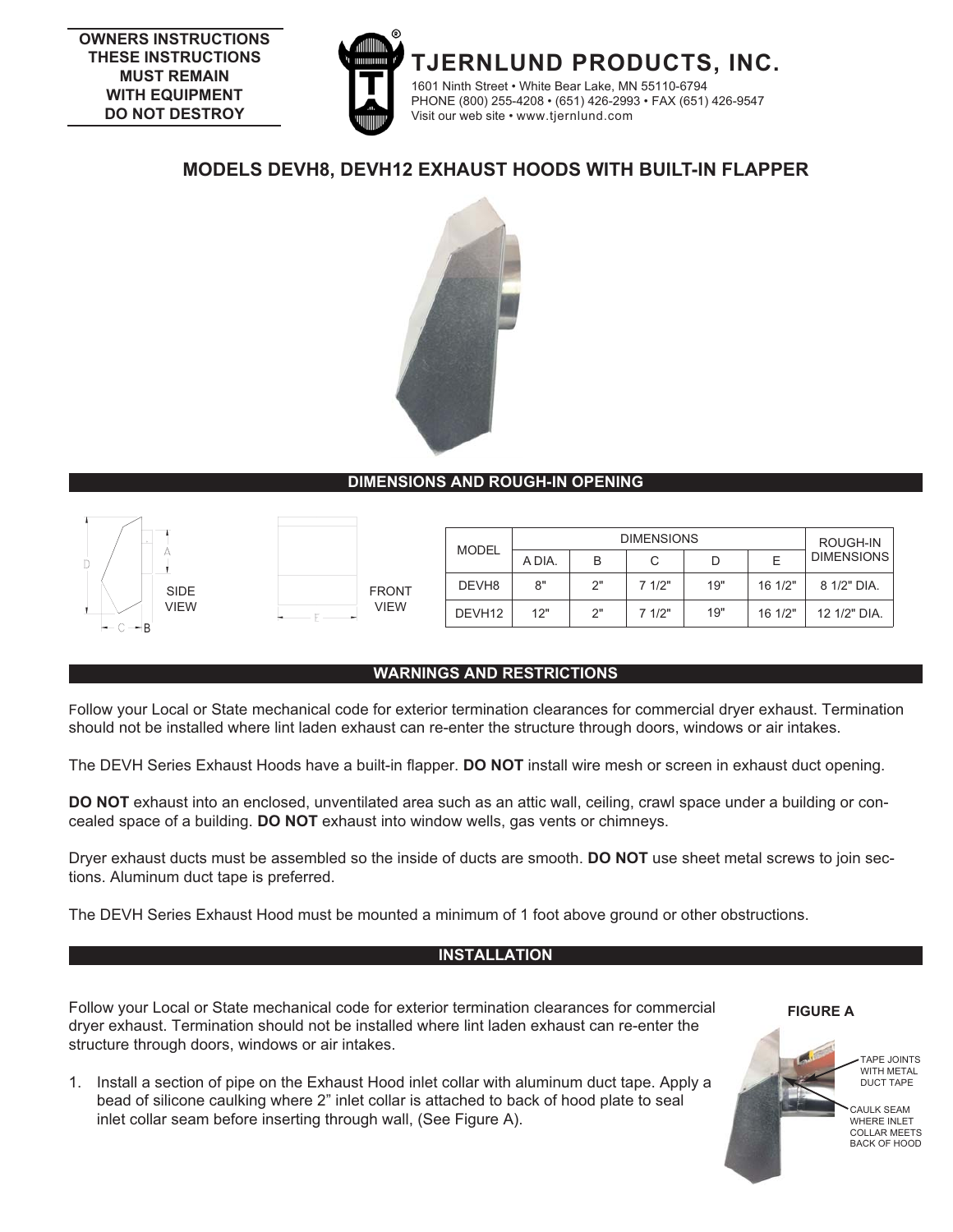**OWNERS INSTRUCTIONS**
**THESE INSTRUCTIONS**
**MUST REMAIN**
**WITH EQUIPMENT**
**DO NOT DESTROY**

# TJERNLUND PRODUCTS, INC.

1601 Ninth Street • White Bear Lake, MN 55110-6794
PHONE (800) 255-4208 • (651) 426-2993 • FAX (651) 426-9547
Visit our web site • www.tjernlund.com

## MODELS DEVH8, DEVH12 EXHAUST HOODS WITH BUILT-IN FLAPPER

## DIMENSIONS AND ROUGH-IN OPENING

SIDE VIEW

FRONT VIEW

| MODEL | DIMENSIONS | | | | | ROUGH-IN DIMENSIONS |
|---|---|---|---|---|---|---|
| | A DIA. | B | C | D | E | |
| DEVH8 | 8" | 2" | 7 1/2" | 19" | 16 1/2" | 8 1/2" DIA. |
| DEVH12 | 12" | 2" | 7 1/2" | 19" | 16 1/2" | 12 1/2" DIA. |

## WARNINGS AND RESTRICTIONS

Follow your Local or State mechanical code for exterior termination clearances for commercial dryer exhaust. Termination should not be installed where lint laden exhaust can re-enter the structure through doors, windows or air intakes.

The DEVH Series Exhaust Hoods have a built-in flapper. **DO NOT** install wire mesh or screen in exhaust duct opening.

**DO NOT** exhaust into an enclosed, unventilated area such as an attic wall, ceiling, crawl space under a building or concealed space of a building. **DO NOT** exhaust into window wells, gas vents or chimneys.

Dryer exhaust ducts must be assembled so the inside of ducts are smooth. **DO NOT** use sheet metal screws to join sections. Aluminum duct tape is preferred.

The DEVH Series Exhaust Hood must be mounted a minimum of 1 foot above ground or other obstructions.

## INSTALLATION

Follow your Local or State mechanical code for exterior termination clearances for commercial dryer exhaust. Termination should not be installed where lint laden exhaust can re-enter the structure through doors, windows or air intakes.

1. Install a section of pipe on the Exhaust Hood inlet collar with aluminum duct tape. Apply a bead of silicone caulking where 2" inlet collar is attached to back of hood plate to seal inlet collar seam before inserting through wall, (See Figure A).

**FIGURE A**

TAPE JOINTS WITH METAL DUCT TAPE

CAULK SEAM WHERE INLET COLLAR MEETS BACK OF HOOD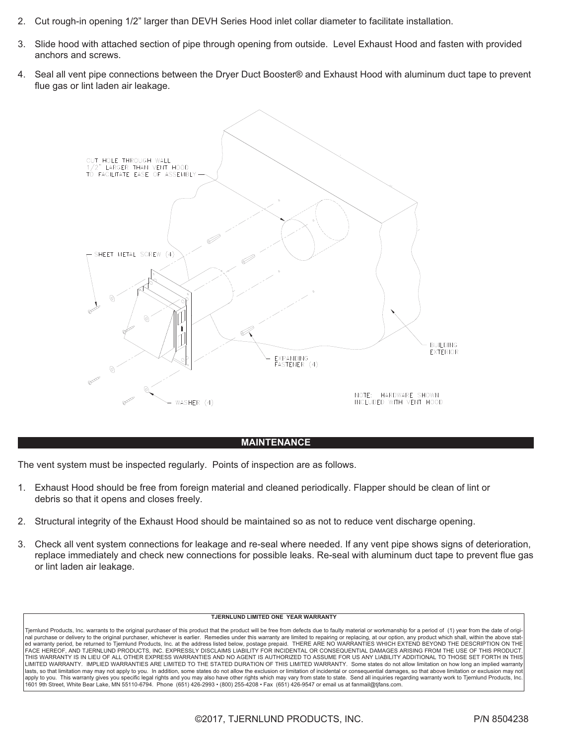2. Cut rough-in opening 1/2" larger than DEVH Series Hood inlet collar diameter to facilitate installation.

3. Slide hood with attached section of pipe through opening from outside. Level Exhaust Hood and fasten with provided anchors and screws.

4. Seal all vent pipe connections between the Dryer Duct Booster® and Exhaust Hood with aluminum duct tape to prevent flue gas or lint laden air leakage.

CUT HOLE THROUGH WALL
1/2" LARGER THAN VENT HOOD
TO FACILITATE EASE OF ASSEMBLY

SHEET METAL SCREW (4)

BUILDING
EXTERIOR

EXPANDING
FASTENER (4)

WASHER (4)

NOTE: HARDWARE SHOWN
INCLUDED WITH VENT HOOD

## MAINTENANCE

The vent system must be inspected regularly. Points of inspection are as follows.

1. Exhaust Hood should be free from foreign material and cleaned periodically. Flapper should be clean of lint or debris so that it opens and closes freely.

2. Structural integrity of the Exhaust Hood should be maintained so as not to reduce vent discharge opening.

3. Check all vent system connections for leakage and re-seal where needed. If any vent pipe shows signs of deterioration, replace immediately and check new connections for possible leaks. Re-seal with aluminum duct tape to prevent flue gas or lint laden air leakage.

**TJERNLUND LIMITED ONE YEAR WARRANTY**

Tjernlund Products, Inc. warrants to the original purchaser of this product that the product will be free from defects due to faulty material or workmanship for a period of (1) year from the date of original purchase or delivery to the original purchaser, whichever is earlier. Remedies under this warranty are limited to repairing or replacing, at our option, any product which shall, within the above stated warranty period, be returned to Tjernlund Products, Inc. at the address listed below, postage prepaid. THERE ARE NO WARRANTIES WHICH EXTEND BEYOND THE DESCRIPTION ON THE FACE HEREOF, AND TJERNLUND PRODUCTS, INC. EXPRESSLY DISCLAIMS LIABILITY FOR INCIDENTAL OR CONSEQUENTIAL DAMAGES ARISING FROM THE USE OF THIS PRODUCT. THIS WARRANTY IS IN LIEU OF ALL OTHER EXPRESS WARRANTIES AND NO AGENT IS AUTHORIZED TO ASSUME FOR US ANY LIABILITY ADDITIONAL TO THOSE SET FORTH IN THIS LIMITED WARRANTY. IMPLIED WARRANTIES ARE LIMITED TO THE STATED DURATION OF THIS LIMITED WARRANTY. Some states do not allow limitation on how long an implied warranty lasts, so that limitation may not apply to you. In addition, some states do not allow the exclusion or limitation of incidental or consequential damages, so that above limitation or exclusion may not apply to you. This warranty gives you specific legal rights and you may also have other rights which may vary from state to state. Send all inquiries regarding warranty work to Tjernlund Products, Inc. 1601 9th Street, White Bear Lake, MN 55110-6794. Phone (651) 426-2993 • (800) 255-4208 • Fax (651) 426-9547 or email us at fanmail@tjfans.com.

©2017, TJERNLUND PRODUCTS, INC. P/N 8504238